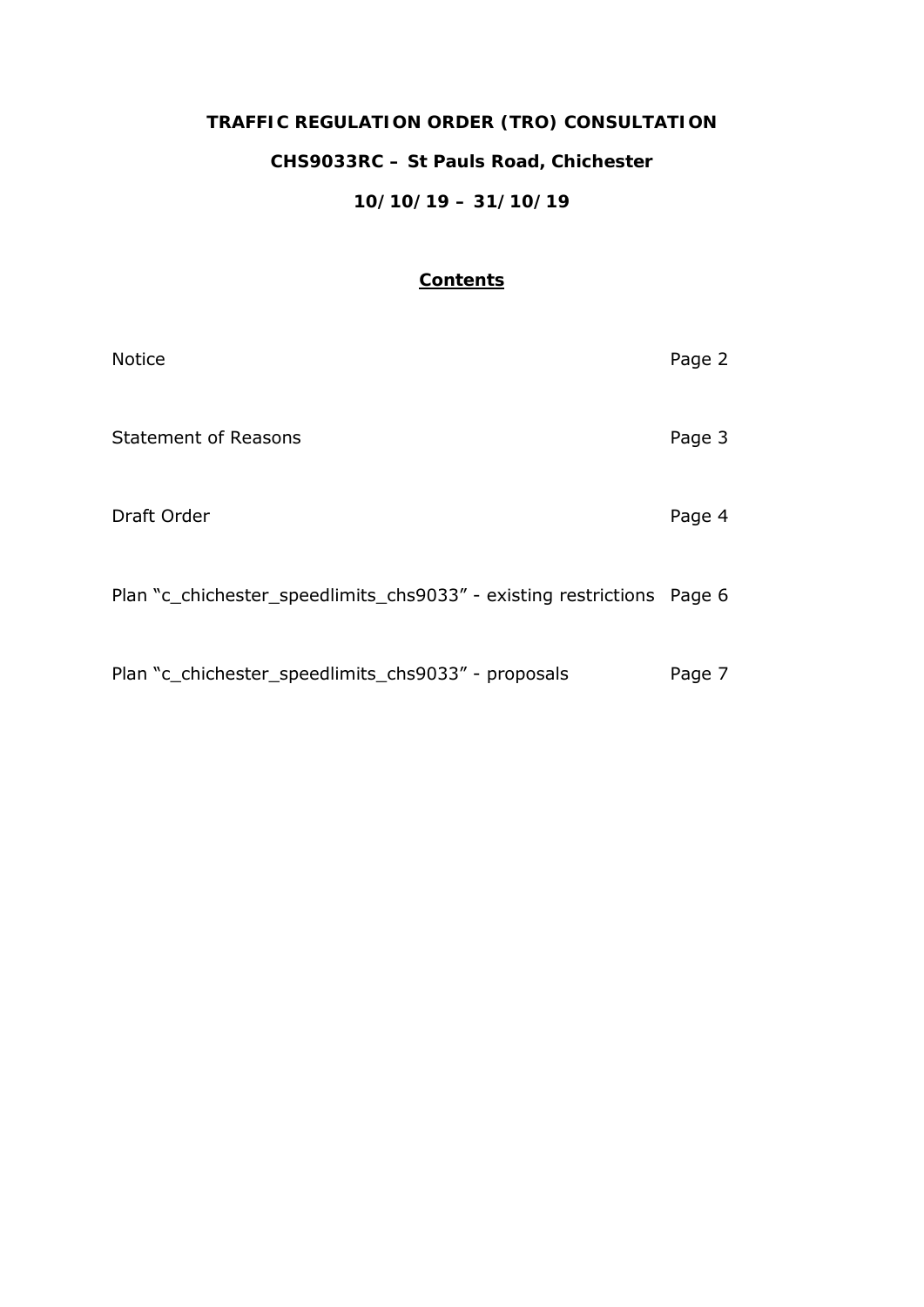# TRAFFIC REGULATION ORDER (TRO) CONSULTATION

## CHS9033RC – St Pauls Road, Chichester

## 10/10/19 – 31/10/19

### Contents

| | |
|---|---|
| Notice | Page 2 |
| Statement of Reasons | Page 3 |
| Draft Order | Page 4 |
| Plan "c_chichester_speedlimits_chs9033" - existing restrictions | Page 6 |
| Plan "c_chichester_speedlimits_chs9033" - proposals | Page 7 |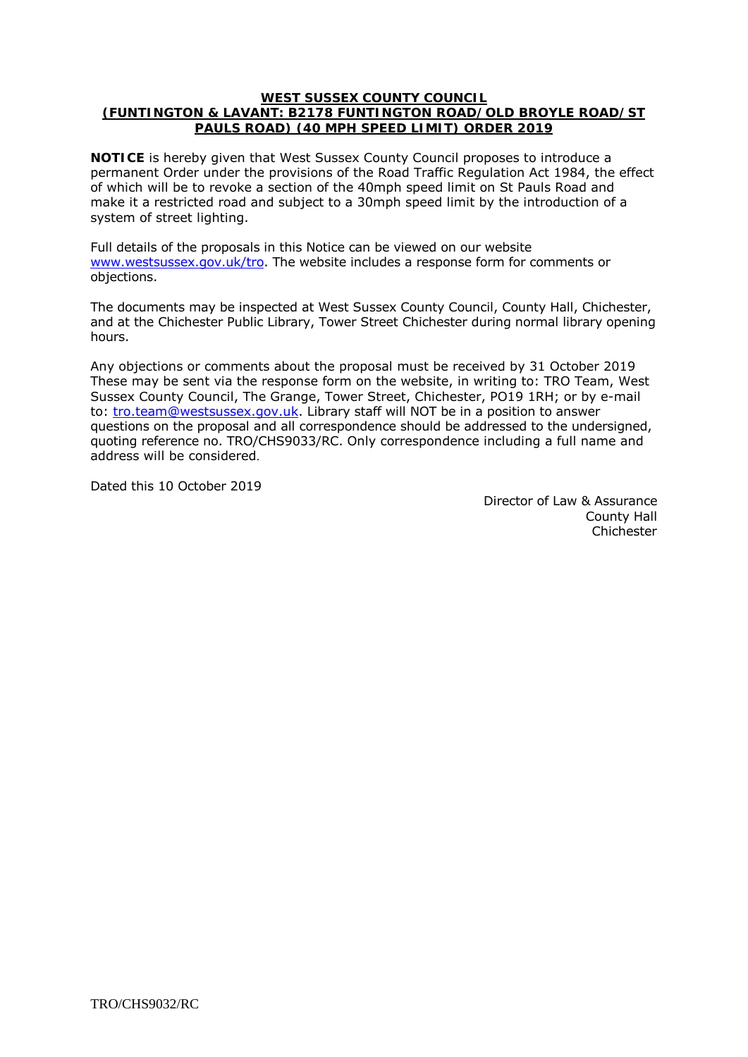**WEST SUSSEX COUNTY COUNCIL**
**(FUNTINGTON & LAVANT: B2178 FUNTINGTON ROAD/OLD BROYLE ROAD/ST PAULS ROAD) (40 MPH SPEED LIMIT) ORDER 2019**

**NOTICE** is hereby given that West Sussex County Council proposes to introduce a permanent Order under the provisions of the Road Traffic Regulation Act 1984, the effect of which will be to revoke a section of the 40mph speed limit on St Pauls Road and make it a restricted road and subject to a 30mph speed limit by the introduction of a system of street lighting.

Full details of the proposals in this Notice can be viewed on our website www.westsussex.gov.uk/tro. The website includes a response form for comments or objections.

The documents may be inspected at West Sussex County Council, County Hall, Chichester, and at the Chichester Public Library, Tower Street Chichester during normal library opening hours.

Any objections or comments about the proposal must be received by 31 October 2019 These may be sent via the response form on the website, in writing to: TRO Team, West Sussex County Council, The Grange, Tower Street, Chichester, PO19 1RH; or by e-mail to: tro.team@westsussex.gov.uk. Library staff will NOT be in a position to answer questions on the proposal and all correspondence should be addressed to the undersigned, quoting reference no. TRO/CHS9033/RC. Only correspondence including a full name and address will be considered.

Dated this 10 October 2019

Director of Law & Assurance
County Hall
Chichester

TRO/CHS9032/RC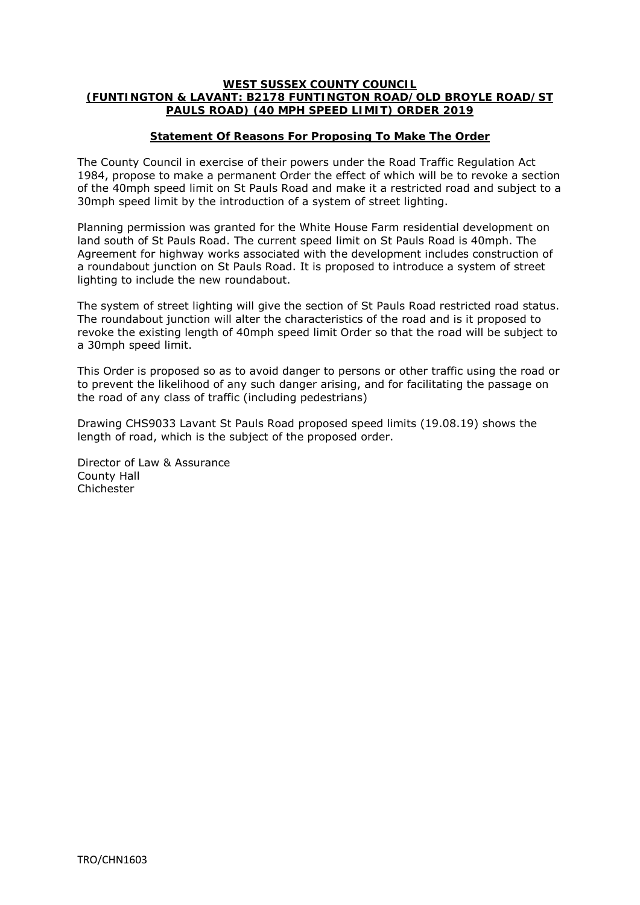**WEST SUSSEX COUNTY COUNCIL**
**(FUNTINGTON & LAVANT: B2178 FUNTINGTON ROAD/OLD BROYLE ROAD/ST PAULS ROAD) (40 MPH SPEED LIMIT) ORDER 2019**

## Statement Of Reasons For Proposing To Make The Order

The County Council in exercise of their powers under the Road Traffic Regulation Act 1984, propose to make a permanent Order the effect of which will be to revoke a section of the 40mph speed limit on St Pauls Road and make it a restricted road and subject to a 30mph speed limit by the introduction of a system of street lighting.

Planning permission was granted for the White House Farm residential development on land south of St Pauls Road. The current speed limit on St Pauls Road is 40mph. The Agreement for highway works associated with the development includes construction of a roundabout junction on St Pauls Road. It is proposed to introduce a system of street lighting to include the new roundabout.

The system of street lighting will give the section of St Pauls Road restricted road status. The roundabout junction will alter the characteristics of the road and is it proposed to revoke the existing length of 40mph speed limit Order so that the road will be subject to a 30mph speed limit.

This Order is proposed so as to avoid danger to persons or other traffic using the road or to prevent the likelihood of any such danger arising, and for facilitating the passage on the road of any class of traffic (including pedestrians)

Drawing CHS9033 Lavant St Pauls Road proposed speed limits (19.08.19) shows the length of road, which is the subject of the proposed order.

Director of Law & Assurance
County Hall
Chichester

TRO/CHN1603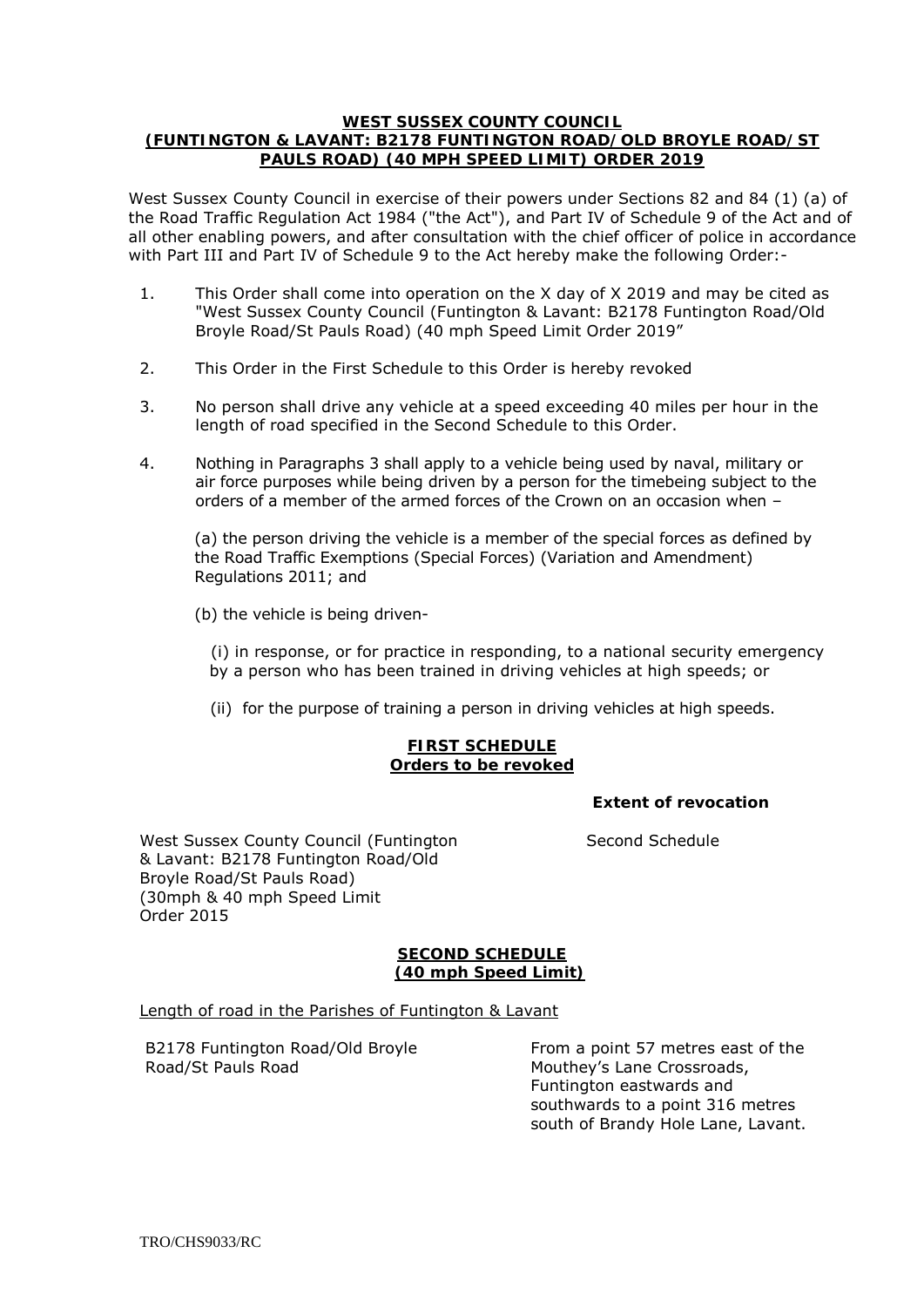**WEST SUSSEX COUNTY COUNCIL**
**(FUNTINGTON & LAVANT: B2178 FUNTINGTON ROAD/OLD BROYLE ROAD/ST PAULS ROAD) (40 MPH SPEED LIMIT) ORDER 2019**

West Sussex County Council in exercise of their powers under Sections 82 and 84 (1) (a) of the Road Traffic Regulation Act 1984 ("the Act"), and Part IV of Schedule 9 of the Act and of all other enabling powers, and after consultation with the chief officer of police in accordance with Part III and Part IV of Schedule 9 to the Act hereby make the following Order:-

1. This Order shall come into operation on the X day of X 2019 and may be cited as "West Sussex County Council (Funtington & Lavant: B2178 Funtington Road/Old Broyle Road/St Pauls Road) (40 mph Speed Limit Order 2019"

2. This Order in the First Schedule to this Order is hereby revoked

3. No person shall drive any vehicle at a speed exceeding 40 miles per hour in the length of road specified in the Second Schedule to this Order.

4. Nothing in Paragraphs 3 shall apply to a vehicle being used by naval, military or air force purposes while being driven by a person for the timebeing subject to the orders of a member of the armed forces of the Crown on an occasion when –

   (a) the person driving the vehicle is a member of the special forces as defined by the Road Traffic Exemptions (Special Forces) (Variation and Amendment) Regulations 2011; and

   (b) the vehicle is being driven-

   (i) in response, or for practice in responding, to a national security emergency by a person who has been trained in driving vehicles at high speeds; or

   (ii) for the purpose of training a person in driving vehicles at high speeds.

**FIRST SCHEDULE**
**Orders to be revoked**

| | **Extent of revocation** |
|---|---|
| West Sussex County Council (Funtington & Lavant: B2178 Funtington Road/Old Broyle Road/St Pauls Road) (30mph & 40 mph Speed Limit Order 2015 | Second Schedule |

**SECOND SCHEDULE**
**(40 mph Speed Limit)**

Length of road in the Parishes of Funtington & Lavant

| | |
|---|---|
| B2178 Funtington Road/Old Broyle Road/St Pauls Road | From a point 57 metres east of the Mouthey's Lane Crossroads, Funtington eastwards and southwards to a point 316 metres south of Brandy Hole Lane, Lavant. |

TRO/CHS9033/RC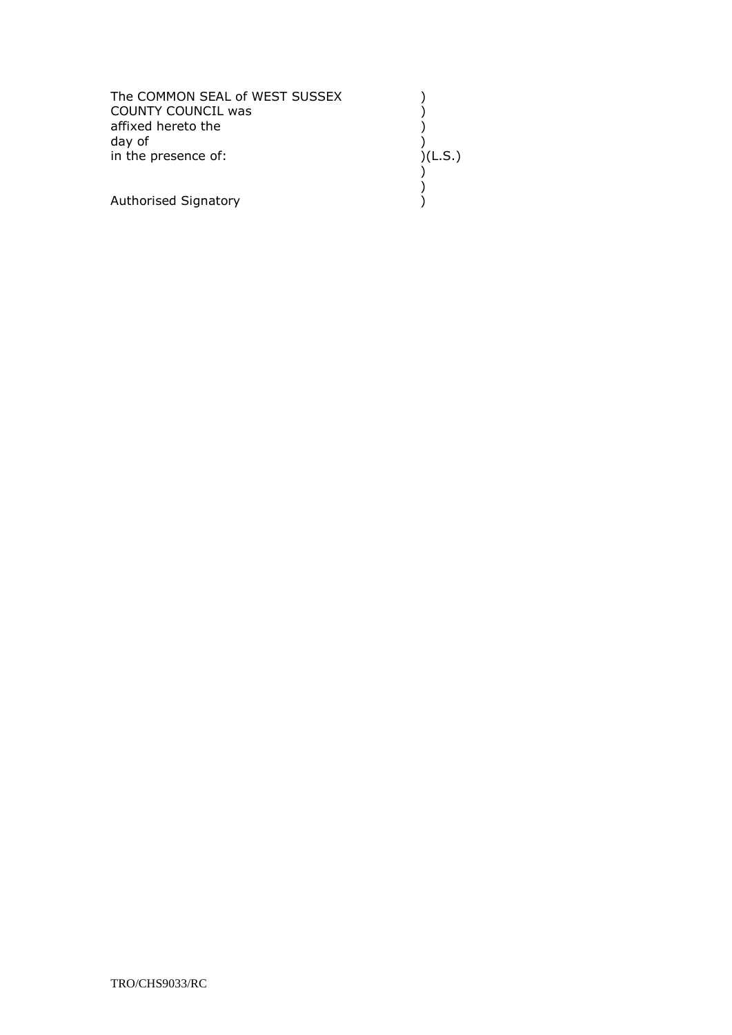The COMMON SEAL of WEST SUSSEX )
COUNTY COUNCIL was )
affixed hereto the )
day of )
in the presence of: )(L.S.)
)
)
Authorised Signatory )

TRO/CHS9033/RC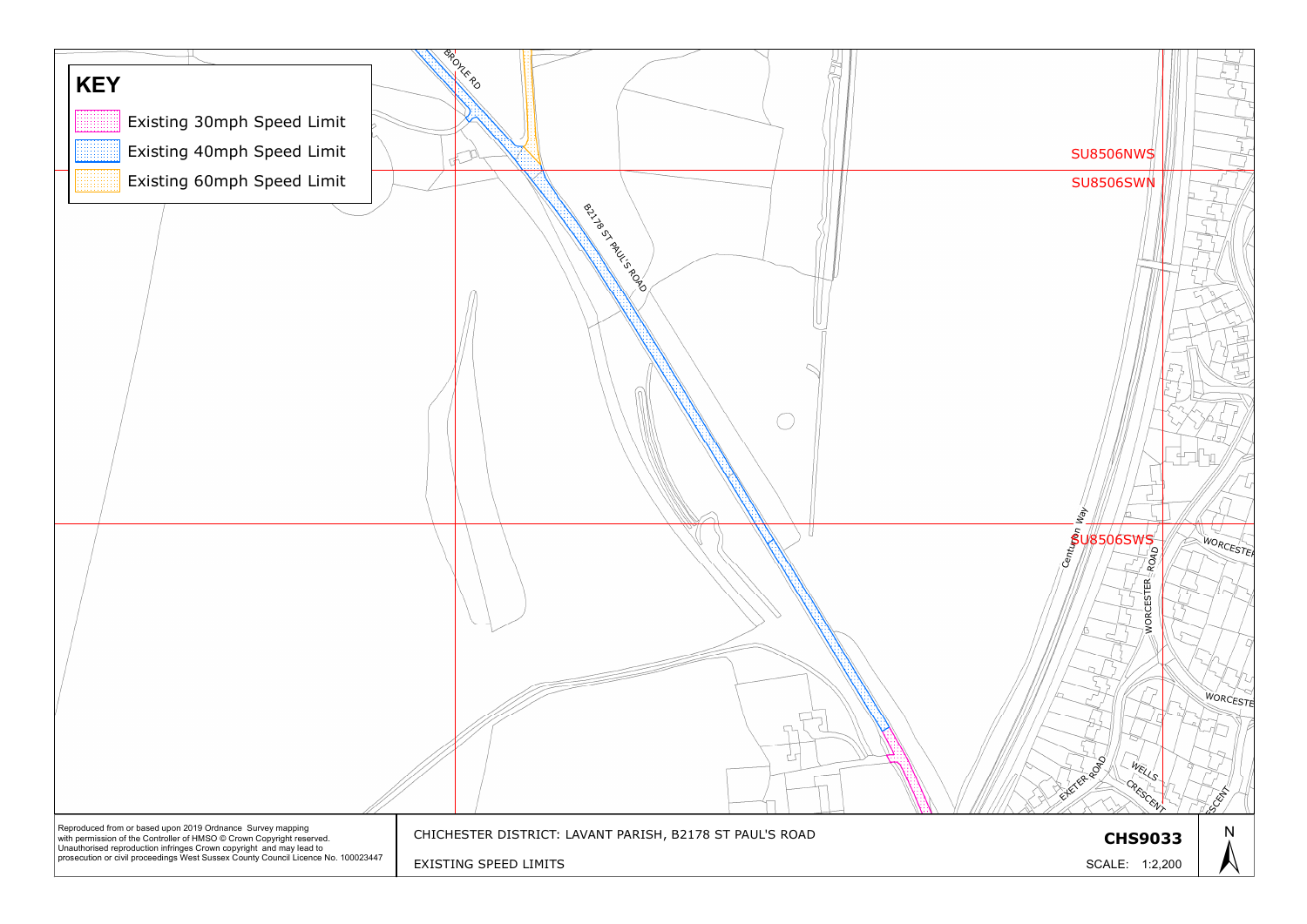## KEY

- Existing 30mph Speed Limit
- Existing 40mph Speed Limit
- Existing 60mph Speed Limit

BROYLE RD

B2178 ST PAUL'S ROAD

SU8506NWS

SU8506SWN

SU8506SWS

Centurion Way

WORCESTER ROAD

WORCESTER

WORCESTER

EXETER ROAD

WELLS CRESCENT

CRESCENT

Reproduced from or based upon 2019 Ordnance Survey mapping with permission of the Controller of HMSO © Crown Copyright reserved. Unauthorised reproduction infringes Crown copyright and may lead to prosecution or civil proceedings West Sussex County Council Licence No. 100023447

CHICHESTER DISTRICT: LAVANT PARISH, B2178 ST PAUL'S ROAD

EXISTING SPEED LIMITS

**CHS9033**

SCALE: 1:2,200

N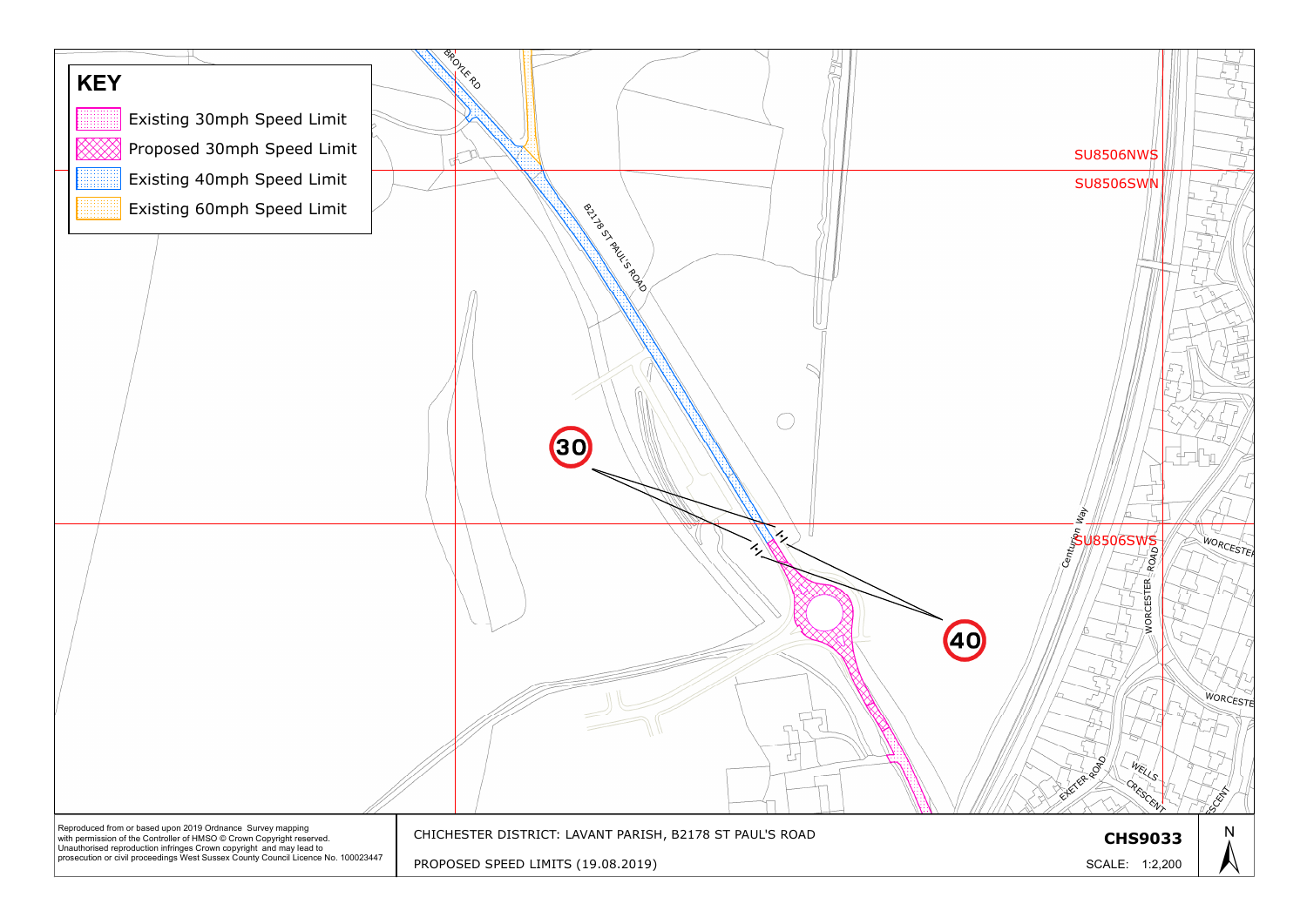## KEY

- Existing 30mph Speed Limit
- Proposed 30mph Speed Limit
- Existing 40mph Speed Limit
- Existing 60mph Speed Limit

BROYLE RD

B2178 ST PAUL'S ROAD

30

40

SU8506NWS

SU8506SWN

SU8506SWS

Centurion Way

WORCESTER ROAD

WORCESTER

WORCESTE

EXETER ROAD

WELLS CRESCENT

SCENT

Reproduced from or based upon 2019 Ordnance Survey mapping with permission of the Controller of HMSO © Crown Copyright reserved. Unauthorised reproduction infringes Crown copyright and may lead to prosecution or civil proceedings West Sussex County Council Licence No. 100023447

CHICHESTER DISTRICT: LAVANT PARISH, B2178 ST PAUL'S ROAD

PROPOSED SPEED LIMITS (19.08.2019)

**CHS9033**

SCALE: 1:2,200

N